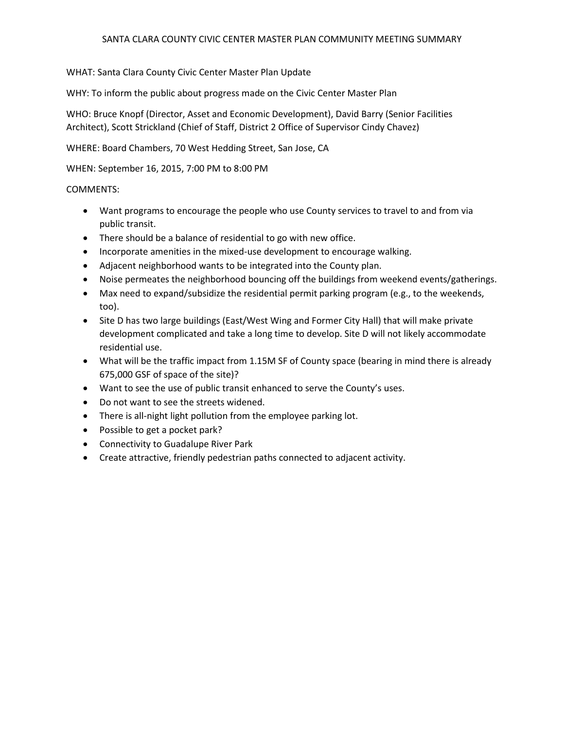# SANTA CLARA COUNTY CIVIC CENTER MASTER PLAN COMMUNITY MEETING SUMMARY

WHAT: Santa Clara County Civic Center Master Plan Update

WHY: To inform the public about progress made on the Civic Center Master Plan

WHO: Bruce Knopf (Director, Asset and Economic Development), David Barry (Senior Facilities Architect), Scott Strickland (Chief of Staff, District 2 Office of Supervisor Cindy Chavez)

WHERE: Board Chambers, 70 West Hedding Street, San Jose, CA

WHEN: September 16, 2015, 7:00 PM to 8:00 PM

COMMENTS:

- Want programs to encourage the people who use County services to travel to and from via public transit.
- There should be a balance of residential to go with new office.
- Incorporate amenities in the mixed-use development to encourage walking.
- Adjacent neighborhood wants to be integrated into the County plan.
- Noise permeates the neighborhood bouncing off the buildings from weekend events/gatherings.
- Max need to expand/subsidize the residential permit parking program (e.g., to the weekends, too).
- Site D has two large buildings (East/West Wing and Former City Hall) that will make private development complicated and take a long time to develop. Site D will not likely accommodate residential use.
- What will be the traffic impact from 1.15M SF of County space (bearing in mind there is already 675,000 GSF of space of the site)?
- Want to see the use of public transit enhanced to serve the County's uses.
- Do not want to see the streets widened.
- There is all-night light pollution from the employee parking lot.
- Possible to get a pocket park?
- Connectivity to Guadalupe River Park
- Create attractive, friendly pedestrian paths connected to adjacent activity.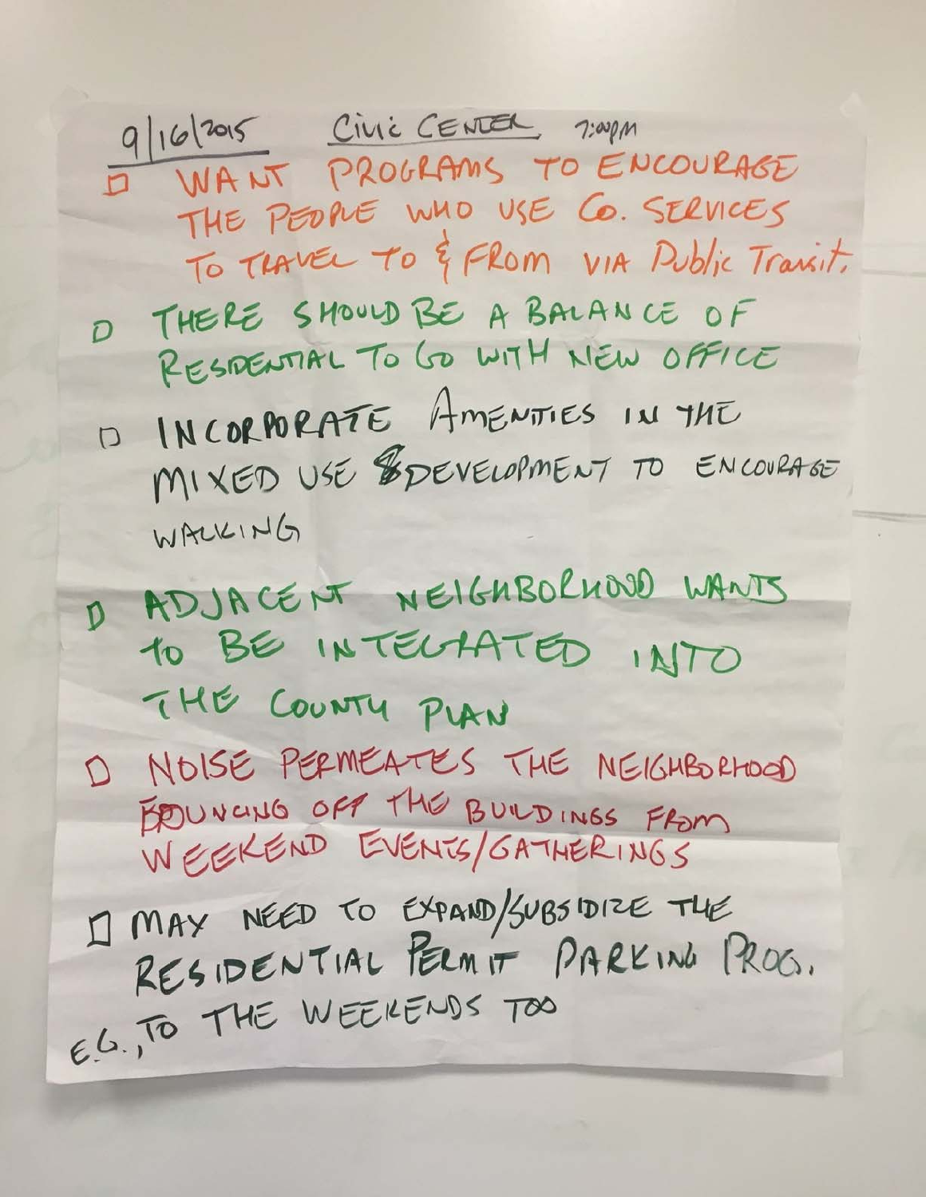9/16/2015 &nbsp;&nbsp; CIVIC CENTER &nbsp;&nbsp; 7:00pm

- ☐ WANT PROGRAMS TO ENCOURAGE THE PEOPLE WHO USE Co. SERVICES TO TRAVEL TO & FROM VIA Public Transit.
- ☐ THERE SHOULD BE A BALANCE OF RESIDENTIAL TO GO WITH NEW OFFICE
- ☐ INCORPORATE AMENITIES IN THE MIXED USE DEVELOPMENT TO ENCOURAGE WALKING
- ☐ ADJACENT NEIGHBORHOOD WANTS TO BE INTEGRATED INTO THE COUNTY PLAN
- ☐ NOISE PERMEATES THE NEIGHBORHOOD BOUNCING OFF THE BUILDINGS FROM WEEKEND EVENTS/GATHERINGS
- ☐ MAY NEED TO EXPAND/SUBSIDIZE THE RESIDENTIAL PERMIT PARKING PROG. E.G., TO THE WEEKENDS TOO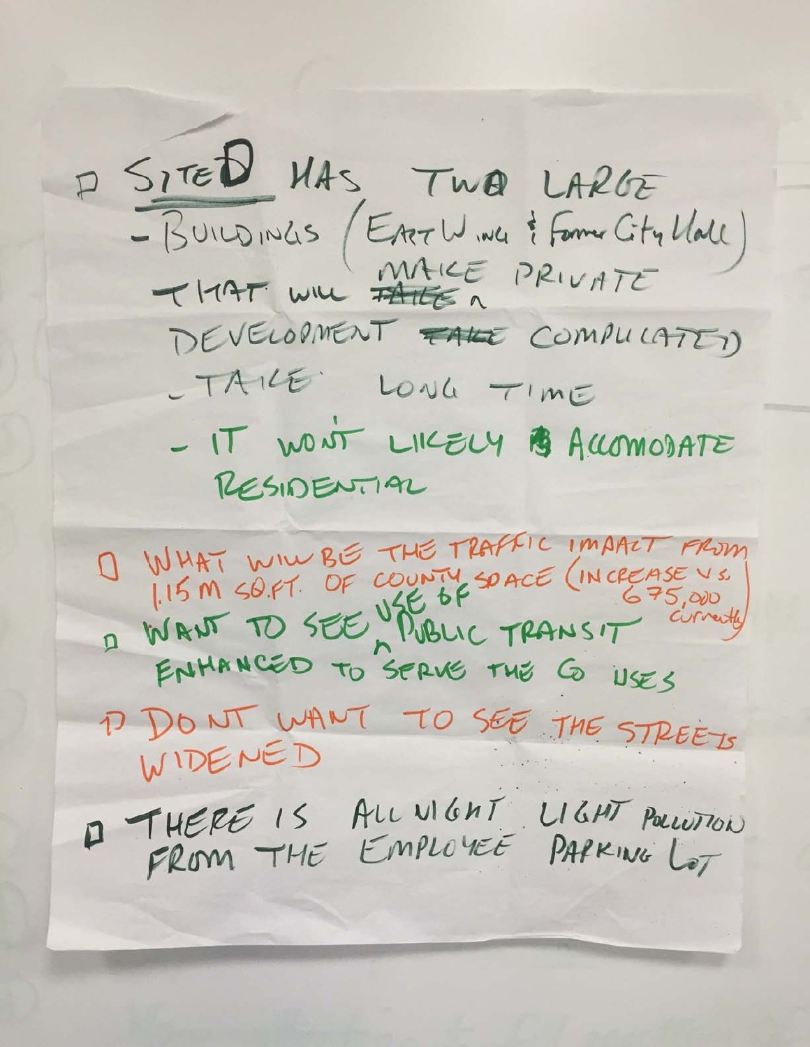- **SITE D** HAS TWO LARGE
  - BUILDINGS (EAST WING & Former City Hall) THAT WILL ~~TAKE~~ MAKE PRIVATE DEVELOPMENT ~~TAKE~~ COMPLICATED
  - TAKE LONG TIME
  - IT WON'T LIKELY ACCOMODATE RESIDENTIAL

- WHAT WILL BE THE TRAFFIC IMPACT FROM 1.15 M SQ.FT. OF COUNTY SPACE (INCREASE VS. 675,000 currently)
- WANT TO SEE USE OF PUBLIC TRANSIT ENHANCED TO SERVE THE GO USES
- DON'T WANT TO SEE THE STREETS WIDENED
- THERE IS ALL NIGHT LIGHT POLLUTION FROM THE EMPLOYEE PARKING LOT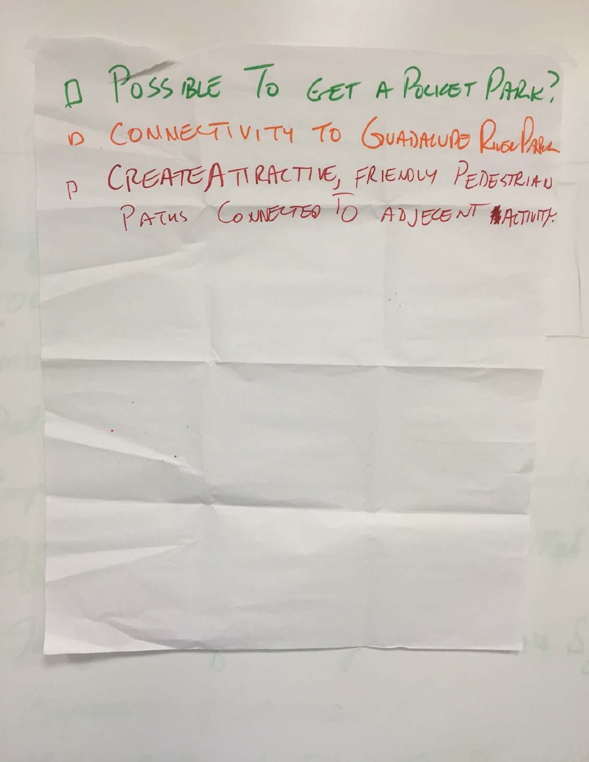- POSSIBLE TO GET A POCKET PARK?
- CONNECTIVITY TO GUADALUPE RIVER PARK
- CREATE ATTRACTIVE, FRIENDLY PEDESTRIAN PATHS CONNECTED TO ADJECENT ACTIVITY.